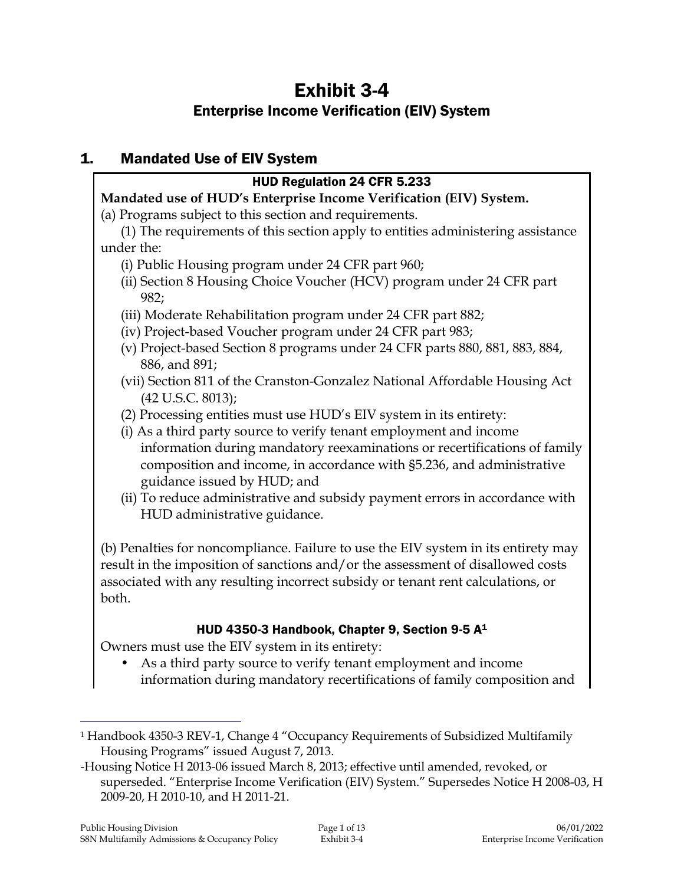# Exhibit 3-4

## Enterprise Income Verification (EIV) System

## 1. Mandated Use of EIV System

### HUD Regulation 24 CFR 5.233

**Mandated use of HUD's Enterprise Income Verification (EIV) System.**

(a) Programs subject to this section and requirements.

(1) The requirements of this section apply to entities administering assistance under the:

(i) Public Housing program under 24 CFR part 960;

(ii) Section 8 Housing Choice Voucher (HCV) program under 24 CFR part 982;

(iii) Moderate Rehabilitation program under 24 CFR part 882;

(iv) Project-based Voucher program under 24 CFR part 983;

(v) Project-based Section 8 programs under 24 CFR parts 880, 881, 883, 884, 886, and 891;

(vii) Section 811 of the Cranston-Gonzalez National Affordable Housing Act (42 U.S.C. 8013);

(2) Processing entities must use HUD's EIV system in its entirety:

(i) As a third party source to verify tenant employment and income information during mandatory reexaminations or recertifications of family composition and income, in accordance with §5.236, and administrative guidance issued by HUD; and

(ii) To reduce administrative and subsidy payment errors in accordance with HUD administrative guidance.

(b) Penalties for noncompliance. Failure to use the EIV system in its entirety may result in the imposition of sanctions and/or the assessment of disallowed costs associated with any resulting incorrect subsidy or tenant rent calculations, or both.

### HUD 4350-3 Handbook, Chapter 9, Section 9-5 A[1]

Owners must use the EIV system in its entirety:

- As a third party source to verify tenant employment and income information during mandatory recertifications of family composition and

---

[1] Handbook 4350-3 REV-1, Change 4 "Occupancy Requirements of Subsidized Multifamily Housing Programs" issued August 7, 2013.

-Housing Notice H 2013-06 issued March 8, 2013; effective until amended, revoked, or superseded. "Enterprise Income Verification (EIV) System." Supersedes Notice H 2008-03, H 2009-20, H 2010-10, and H 2011-21.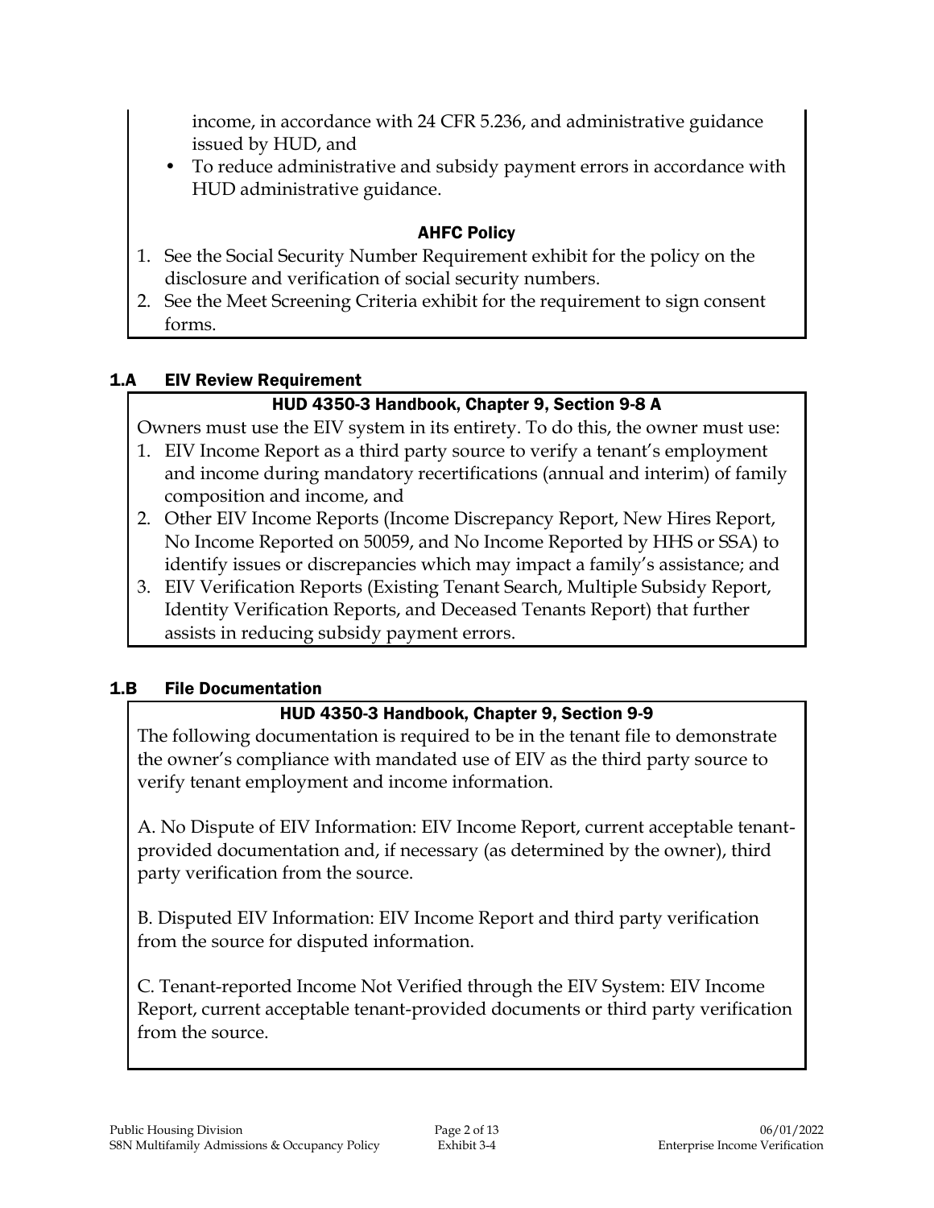income, in accordance with 24 CFR 5.236, and administrative guidance issued by HUD, and

- To reduce administrative and subsidy payment errors in accordance with HUD administrative guidance.

**AHFC Policy**

1. See the Social Security Number Requirement exhibit for the policy on the disclosure and verification of social security numbers.
2. See the Meet Screening Criteria exhibit for the requirement to sign consent forms.

## 1.A EIV Review Requirement

**HUD 4350-3 Handbook, Chapter 9, Section 9-8 A**

Owners must use the EIV system in its entirety. To do this, the owner must use:

1. EIV Income Report as a third party source to verify a tenant's employment and income during mandatory recertifications (annual and interim) of family composition and income, and
2. Other EIV Income Reports (Income Discrepancy Report, New Hires Report, No Income Reported on 50059, and No Income Reported by HHS or SSA) to identify issues or discrepancies which may impact a family's assistance; and
3. EIV Verification Reports (Existing Tenant Search, Multiple Subsidy Report, Identity Verification Reports, and Deceased Tenants Report) that further assists in reducing subsidy payment errors.

## 1.B File Documentation

**HUD 4350-3 Handbook, Chapter 9, Section 9-9**

The following documentation is required to be in the tenant file to demonstrate the owner's compliance with mandated use of EIV as the third party source to verify tenant employment and income information.

A. No Dispute of EIV Information: EIV Income Report, current acceptable tenant-provided documentation and, if necessary (as determined by the owner), third party verification from the source.

B. Disputed EIV Information: EIV Income Report and third party verification from the source for disputed information.

C. Tenant-reported Income Not Verified through the EIV System: EIV Income Report, current acceptable tenant-provided documents or third party verification from the source.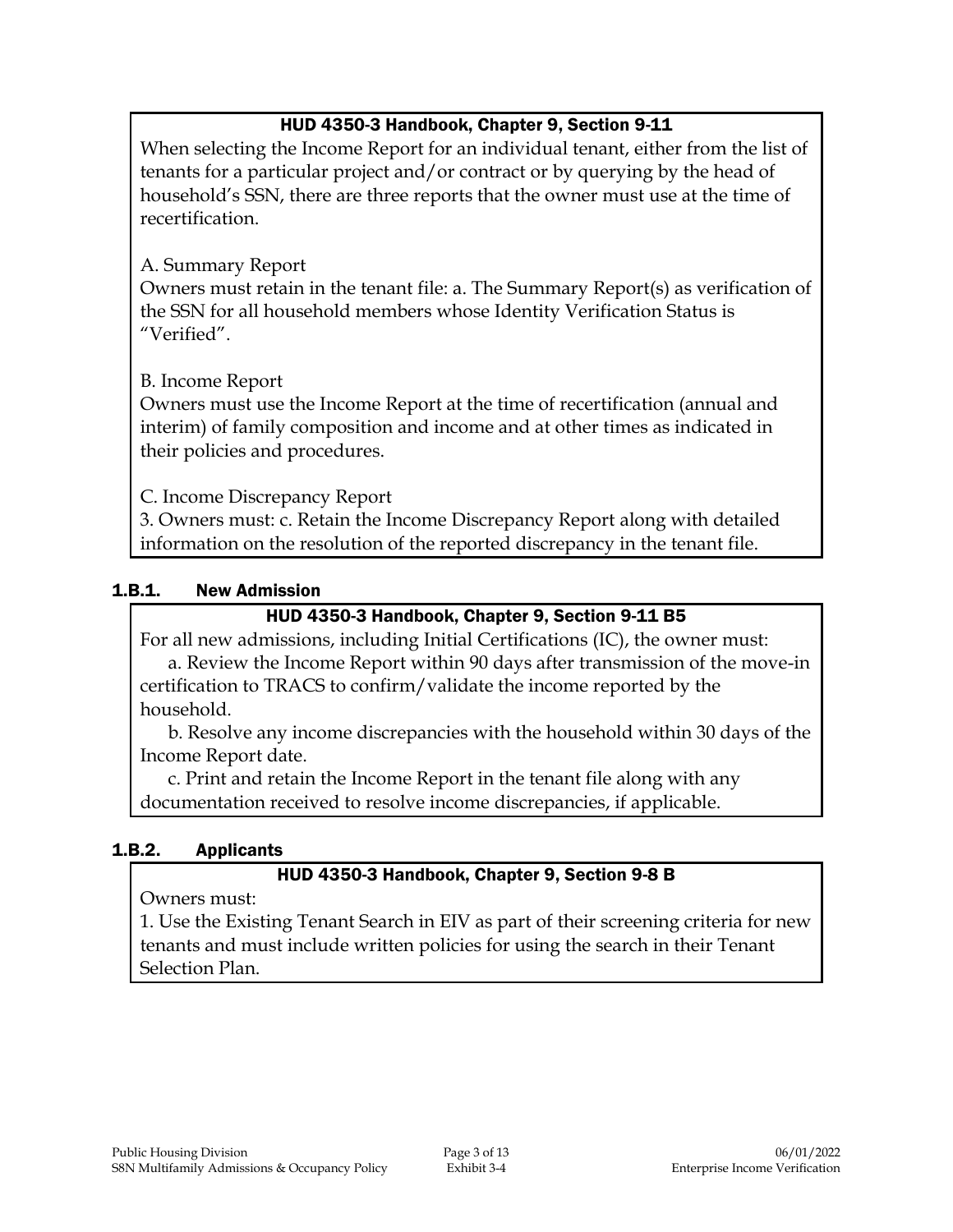**HUD 4350-3 Handbook, Chapter 9, Section 9-11**

When selecting the Income Report for an individual tenant, either from the list of tenants for a particular project and/or contract or by querying by the head of household's SSN, there are three reports that the owner must use at the time of recertification.

A. Summary Report

Owners must retain in the tenant file: a. The Summary Report(s) as verification of the SSN for all household members whose Identity Verification Status is "Verified".

B. Income Report

Owners must use the Income Report at the time of recertification (annual and interim) of family composition and income and at other times as indicated in their policies and procedures.

C. Income Discrepancy Report

3. Owners must: c. Retain the Income Discrepancy Report along with detailed information on the resolution of the reported discrepancy in the tenant file.

### 1.B.1. New Admission

**HUD 4350-3 Handbook, Chapter 9, Section 9-11 B5**

For all new admissions, including Initial Certifications (IC), the owner must:

a. Review the Income Report within 90 days after transmission of the move-in certification to TRACS to confirm/validate the income reported by the household.

b. Resolve any income discrepancies with the household within 30 days of the Income Report date.

c. Print and retain the Income Report in the tenant file along with any documentation received to resolve income discrepancies, if applicable.

### 1.B.2. Applicants

**HUD 4350-3 Handbook, Chapter 9, Section 9-8 B**

Owners must:

1. Use the Existing Tenant Search in EIV as part of their screening criteria for new tenants and must include written policies for using the search in their Tenant Selection Plan.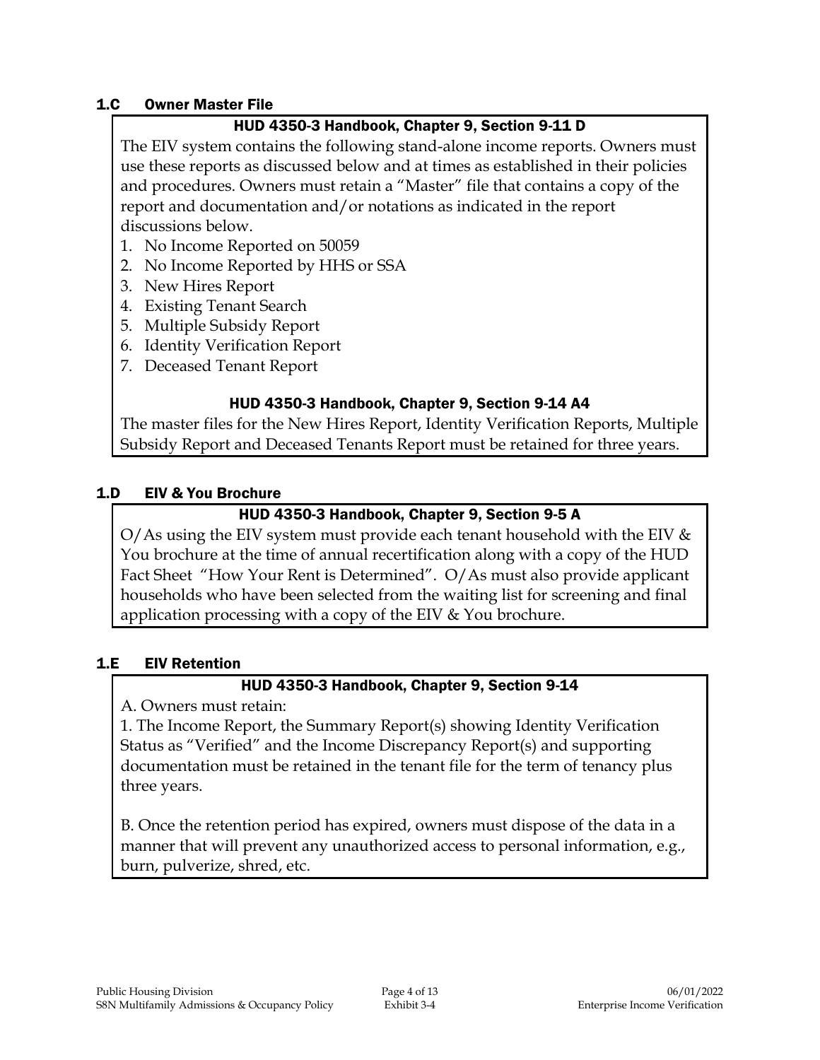### 1.C Owner Master File

**HUD 4350-3 Handbook, Chapter 9, Section 9-11 D**

The EIV system contains the following stand-alone income reports. Owners must use these reports as discussed below and at times as established in their policies and procedures. Owners must retain a "Master" file that contains a copy of the report and documentation and/or notations as indicated in the report discussions below.

1. No Income Reported on 50059
2. No Income Reported by HHS or SSA
3. New Hires Report
4. Existing Tenant Search
5. Multiple Subsidy Report
6. Identity Verification Report
7. Deceased Tenant Report

**HUD 4350-3 Handbook, Chapter 9, Section 9-14 A4**

The master files for the New Hires Report, Identity Verification Reports, Multiple Subsidy Report and Deceased Tenants Report must be retained for three years.

### 1.D EIV & You Brochure

**HUD 4350-3 Handbook, Chapter 9, Section 9-5 A**

O/As using the EIV system must provide each tenant household with the EIV & You brochure at the time of annual recertification along with a copy of the HUD Fact Sheet "How Your Rent is Determined". O/As must also provide applicant households who have been selected from the waiting list for screening and final application processing with a copy of the EIV & You brochure.

### 1.E EIV Retention

**HUD 4350-3 Handbook, Chapter 9, Section 9-14**

A. Owners must retain:

1. The Income Report, the Summary Report(s) showing Identity Verification Status as "Verified" and the Income Discrepancy Report(s) and supporting documentation must be retained in the tenant file for the term of tenancy plus three years.

B. Once the retention period has expired, owners must dispose of the data in a manner that will prevent any unauthorized access to personal information, e.g., burn, pulverize, shred, etc.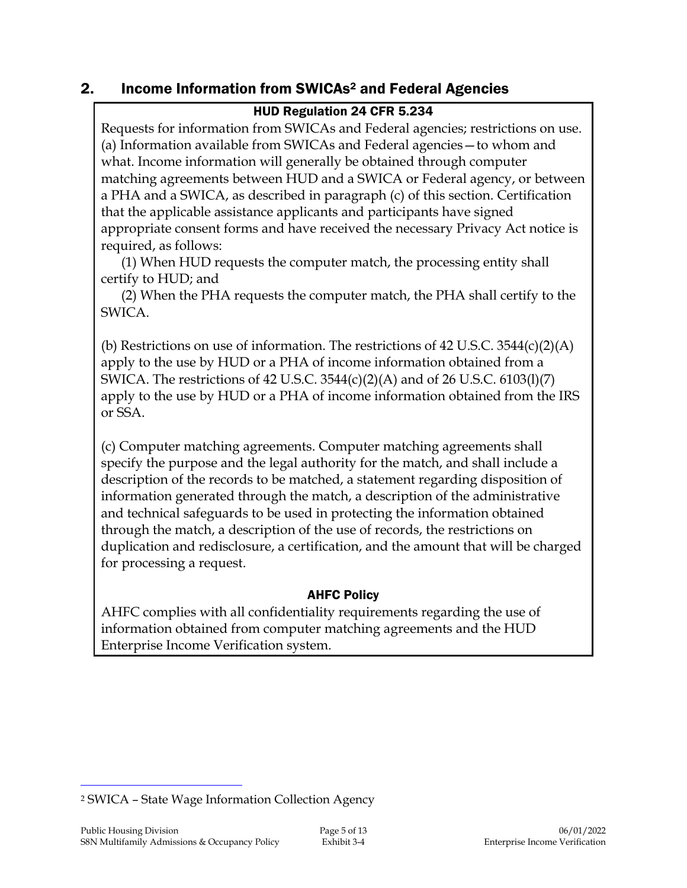## 2. Income Information from SWICAs[2] and Federal Agencies

### HUD Regulation 24 CFR 5.234

Requests for information from SWICAs and Federal agencies; restrictions on use.
(a) Information available from SWICAs and Federal agencies—to whom and what. Income information will generally be obtained through computer matching agreements between HUD and a SWICA or Federal agency, or between a PHA and a SWICA, as described in paragraph (c) of this section. Certification that the applicable assistance applicants and participants have signed appropriate consent forms and have received the necessary Privacy Act notice is required, as follows:

(1) When HUD requests the computer match, the processing entity shall certify to HUD; and

(2) When the PHA requests the computer match, the PHA shall certify to the SWICA.

(b) Restrictions on use of information. The restrictions of 42 U.S.C. 3544(c)(2)(A) apply to the use by HUD or a PHA of income information obtained from a SWICA. The restrictions of 42 U.S.C. 3544(c)(2)(A) and of 26 U.S.C. 6103(l)(7) apply to the use by HUD or a PHA of income information obtained from the IRS or SSA.

(c) Computer matching agreements. Computer matching agreements shall specify the purpose and the legal authority for the match, and shall include a description of the records to be matched, a statement regarding disposition of information generated through the match, a description of the administrative and technical safeguards to be used in protecting the information obtained through the match, a description of the use of records, the restrictions on duplication and redisclosure, a certification, and the amount that will be charged for processing a request.

### AHFC Policy

AHFC complies with all confidentiality requirements regarding the use of information obtained from computer matching agreements and the HUD Enterprise Income Verification system.

---

[2] SWICA – State Wage Information Collection Agency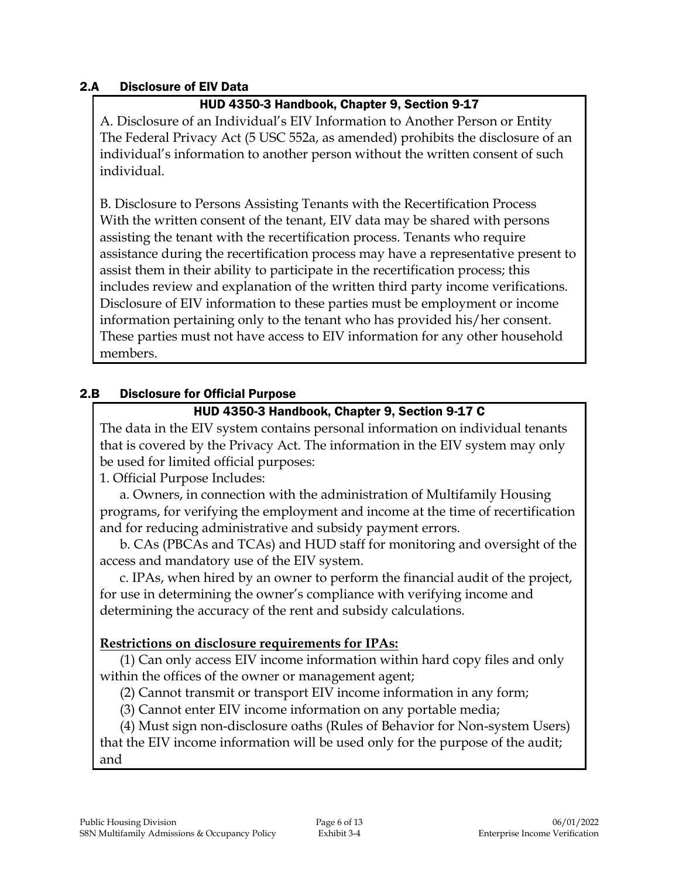## 2.A Disclosure of EIV Data

**HUD 4350-3 Handbook, Chapter 9, Section 9-17**

A. Disclosure of an Individual's EIV Information to Another Person or Entity
The Federal Privacy Act (5 USC 552a, as amended) prohibits the disclosure of an individual's information to another person without the written consent of such individual.

B. Disclosure to Persons Assisting Tenants with the Recertification Process
With the written consent of the tenant, EIV data may be shared with persons assisting the tenant with the recertification process. Tenants who require assistance during the recertification process may have a representative present to assist them in their ability to participate in the recertification process; this includes review and explanation of the written third party income verifications. Disclosure of EIV information to these parties must be employment or income information pertaining only to the tenant who has provided his/her consent. These parties must not have access to EIV information for any other household members.

## 2.B Disclosure for Official Purpose

**HUD 4350-3 Handbook, Chapter 9, Section 9-17 C**

The data in the EIV system contains personal information on individual tenants that is covered by the Privacy Act. The information in the EIV system may only be used for limited official purposes:

1. Official Purpose Includes:
   a. Owners, in connection with the administration of Multifamily Housing programs, for verifying the employment and income at the time of recertification and for reducing administrative and subsidy payment errors.
   b. CAs (PBCAs and TCAs) and HUD staff for monitoring and oversight of the access and mandatory use of the EIV system.
   c. IPAs, when hired by an owner to perform the financial audit of the project, for use in determining the owner's compliance with verifying income and determining the accuracy of the rent and subsidy calculations.

**Restrictions on disclosure requirements for IPAs:**

(1) Can only access EIV income information within hard copy files and only within the offices of the owner or management agent;
(2) Cannot transmit or transport EIV income information in any form;
(3) Cannot enter EIV income information on any portable media;
(4) Must sign non-disclosure oaths (Rules of Behavior for Non-system Users) that the EIV income information will be used only for the purpose of the audit; and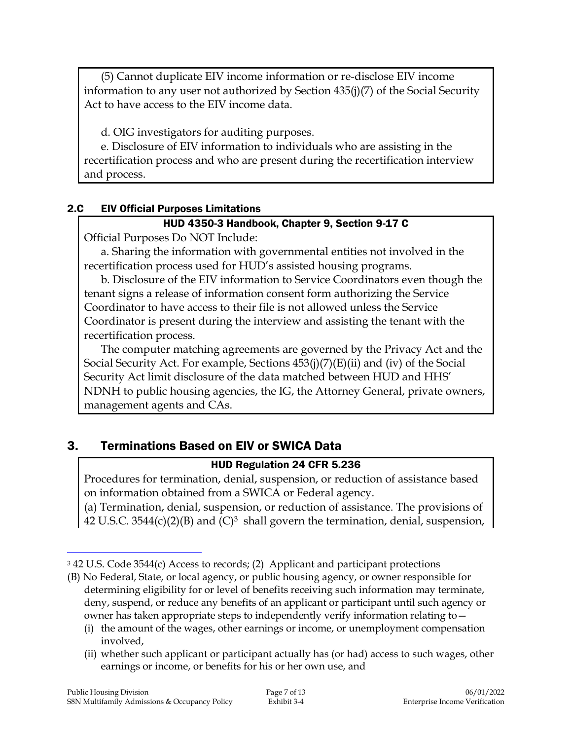(5) Cannot duplicate EIV income information or re-disclose EIV income information to any user not authorized by Section 435(j)(7) of the Social Security Act to have access to the EIV income data.

d. OIG investigators for auditing purposes.

e. Disclosure of EIV information to individuals who are assisting in the recertification process and who are present during the recertification interview and process.

### 2.C EIV Official Purposes Limitations

**HUD 4350-3 Handbook, Chapter 9, Section 9-17 C**

Official Purposes Do NOT Include:

a. Sharing the information with governmental entities not involved in the recertification process used for HUD's assisted housing programs.

b. Disclosure of the EIV information to Service Coordinators even though the tenant signs a release of information consent form authorizing the Service Coordinator to have access to their file is not allowed unless the Service Coordinator is present during the interview and assisting the tenant with the recertification process.

The computer matching agreements are governed by the Privacy Act and the Social Security Act. For example, Sections 453(j)(7)(E)(ii) and (iv) of the Social Security Act limit disclosure of the data matched between HUD and HHS' NDNH to public housing agencies, the IG, the Attorney General, private owners, management agents and CAs.

## 3. Terminations Based on EIV or SWICA Data

**HUD Regulation 24 CFR 5.236**

Procedures for termination, denial, suspension, or reduction of assistance based on information obtained from a SWICA or Federal agency.

(a) Termination, denial, suspension, or reduction of assistance. The provisions of 42 U.S.C. 3544(c)(2)(B) and (C)[3] shall govern the termination, denial, suspension,

---

[3] 42 U.S. Code 3544(c) Access to records; (2) Applicant and participant protections

(B) No Federal, State, or local agency, or public housing agency, or owner responsible for determining eligibility for or level of benefits receiving such information may terminate, deny, suspend, or reduce any benefits of an applicant or participant until such agency or owner has taken appropriate steps to independently verify information relating to—

(i) the amount of the wages, other earnings or income, or unemployment compensation involved,

(ii) whether such applicant or participant actually has (or had) access to such wages, other earnings or income, or benefits for his or her own use, and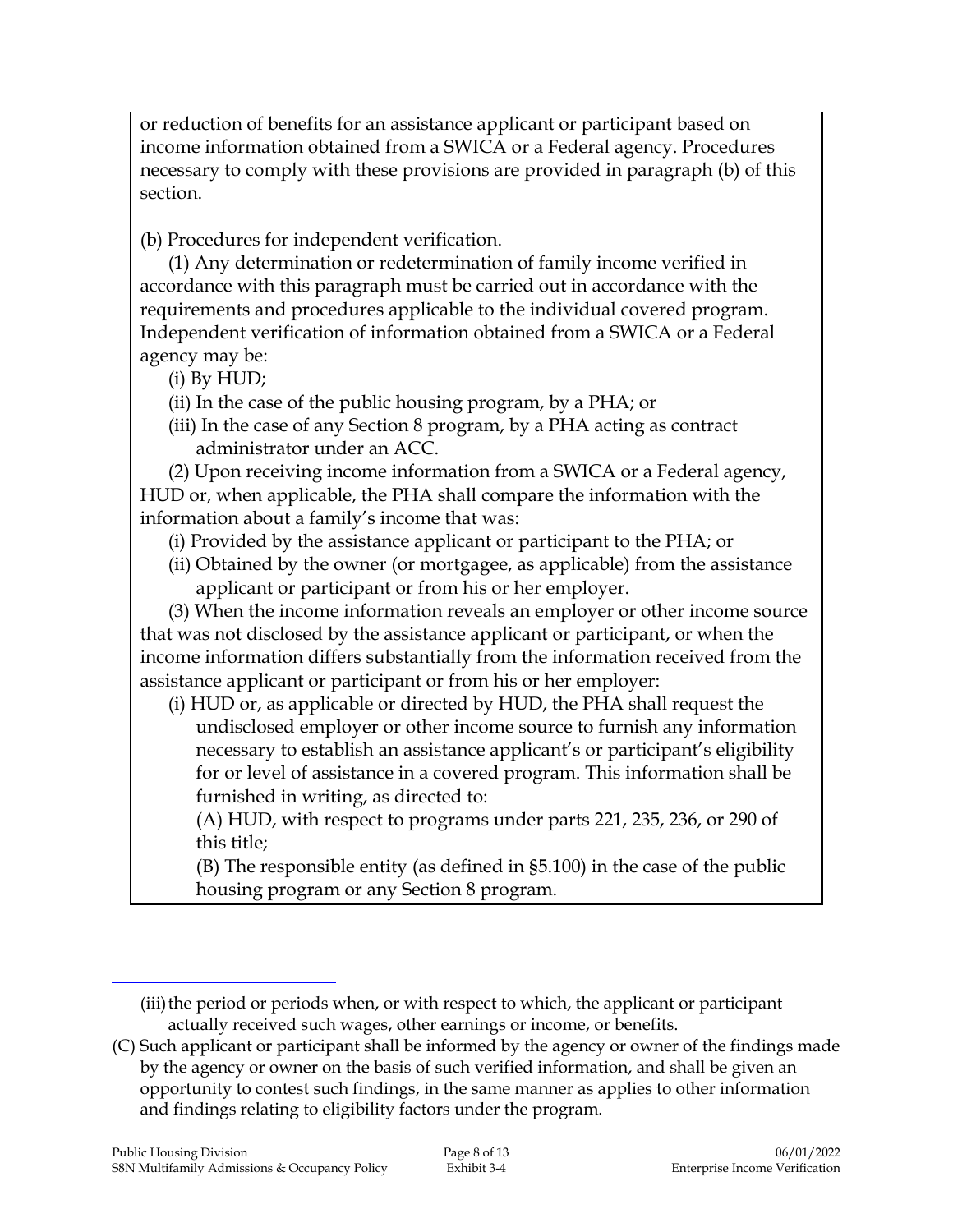or reduction of benefits for an assistance applicant or participant based on income information obtained from a SWICA or a Federal agency. Procedures necessary to comply with these provisions are provided in paragraph (b) of this section.

(b) Procedures for independent verification.

(1) Any determination or redetermination of family income verified in accordance with this paragraph must be carried out in accordance with the requirements and procedures applicable to the individual covered program. Independent verification of information obtained from a SWICA or a Federal agency may be:

(i) By HUD;

(ii) In the case of the public housing program, by a PHA; or

(iii) In the case of any Section 8 program, by a PHA acting as contract administrator under an ACC.

(2) Upon receiving income information from a SWICA or a Federal agency, HUD or, when applicable, the PHA shall compare the information with the information about a family's income that was:

(i) Provided by the assistance applicant or participant to the PHA; or

(ii) Obtained by the owner (or mortgagee, as applicable) from the assistance applicant or participant or from his or her employer.

(3) When the income information reveals an employer or other income source that was not disclosed by the assistance applicant or participant, or when the income information differs substantially from the information received from the assistance applicant or participant or from his or her employer:

(i) HUD or, as applicable or directed by HUD, the PHA shall request the undisclosed employer or other income source to furnish any information necessary to establish an assistance applicant's or participant's eligibility for or level of assistance in a covered program. This information shall be furnished in writing, as directed to:

(A) HUD, with respect to programs under parts 221, 235, 236, or 290 of this title;

(B) The responsible entity (as defined in §5.100) in the case of the public housing program or any Section 8 program.

---

(iii) the period or periods when, or with respect to which, the applicant or participant actually received such wages, other earnings or income, or benefits.

(C) Such applicant or participant shall be informed by the agency or owner of the findings made by the agency or owner on the basis of such verified information, and shall be given an opportunity to contest such findings, in the same manner as applies to other information and findings relating to eligibility factors under the program.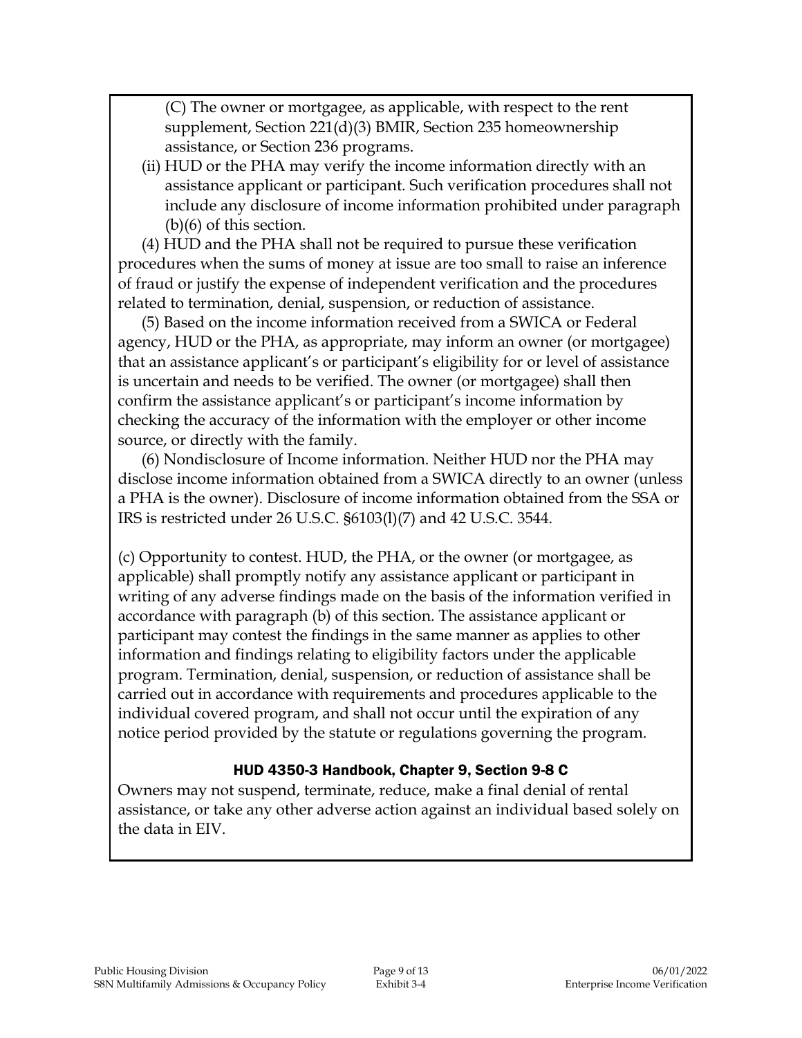(C) The owner or mortgagee, as applicable, with respect to the rent supplement, Section 221(d)(3) BMIR, Section 235 homeownership assistance, or Section 236 programs.

(ii) HUD or the PHA may verify the income information directly with an assistance applicant or participant. Such verification procedures shall not include any disclosure of income information prohibited under paragraph (b)(6) of this section.

(4) HUD and the PHA shall not be required to pursue these verification procedures when the sums of money at issue are too small to raise an inference of fraud or justify the expense of independent verification and the procedures related to termination, denial, suspension, or reduction of assistance.

(5) Based on the income information received from a SWICA or Federal agency, HUD or the PHA, as appropriate, may inform an owner (or mortgagee) that an assistance applicant's or participant's eligibility for or level of assistance is uncertain and needs to be verified. The owner (or mortgagee) shall then confirm the assistance applicant's or participant's income information by checking the accuracy of the information with the employer or other income source, or directly with the family.

(6) Nondisclosure of Income information. Neither HUD nor the PHA may disclose income information obtained from a SWICA directly to an owner (unless a PHA is the owner). Disclosure of income information obtained from the SSA or IRS is restricted under 26 U.S.C. §6103(l)(7) and 42 U.S.C. 3544.

(c) Opportunity to contest. HUD, the PHA, or the owner (or mortgagee, as applicable) shall promptly notify any assistance applicant or participant in writing of any adverse findings made on the basis of the information verified in accordance with paragraph (b) of this section. The assistance applicant or participant may contest the findings in the same manner as applies to other information and findings relating to eligibility factors under the applicable program. Termination, denial, suspension, or reduction of assistance shall be carried out in accordance with requirements and procedures applicable to the individual covered program, and shall not occur until the expiration of any notice period provided by the statute or regulations governing the program.

**HUD 4350-3 Handbook, Chapter 9, Section 9-8 C**

Owners may not suspend, terminate, reduce, make a final denial of rental assistance, or take any other adverse action against an individual based solely on the data in EIV.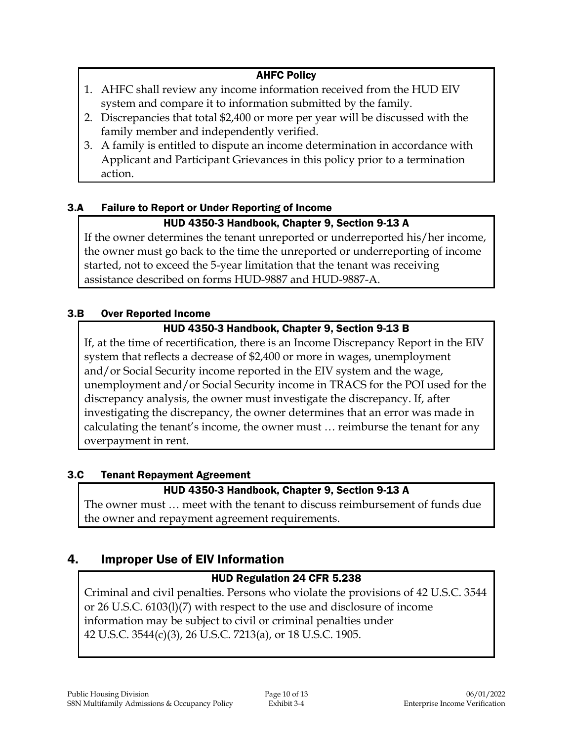**AHFC Policy**

1. AHFC shall review any income information received from the HUD EIV system and compare it to information submitted by the family.
2. Discrepancies that total $2,400 or more per year will be discussed with the family member and independently verified.
3. A family is entitled to dispute an income determination in accordance with Applicant and Participant Grievances in this policy prior to a termination action.

### 3.A Failure to Report or Under Reporting of Income

**HUD 4350-3 Handbook, Chapter 9, Section 9-13 A**

If the owner determines the tenant unreported or underreported his/her income, the owner must go back to the time the unreported or underreporting of income started, not to exceed the 5-year limitation that the tenant was receiving assistance described on forms HUD-9887 and HUD-9887-A.

### 3.B Over Reported Income

**HUD 4350-3 Handbook, Chapter 9, Section 9-13 B**

If, at the time of recertification, there is an Income Discrepancy Report in the EIV system that reflects a decrease of $2,400 or more in wages, unemployment and/or Social Security income reported in the EIV system and the wage, unemployment and/or Social Security income in TRACS for the POI used for the discrepancy analysis, the owner must investigate the discrepancy. If, after investigating the discrepancy, the owner determines that an error was made in calculating the tenant's income, the owner must … reimburse the tenant for any overpayment in rent.

### 3.C Tenant Repayment Agreement

**HUD 4350-3 Handbook, Chapter 9, Section 9-13 A**

The owner must … meet with the tenant to discuss reimbursement of funds due the owner and repayment agreement requirements.

## 4. Improper Use of EIV Information

**HUD Regulation 24 CFR 5.238**

Criminal and civil penalties. Persons who violate the provisions of 42 U.S.C. 3544 or 26 U.S.C. 6103(l)(7) with respect to the use and disclosure of income information may be subject to civil or criminal penalties under 42 U.S.C. 3544(c)(3), 26 U.S.C. 7213(a), or 18 U.S.C. 1905.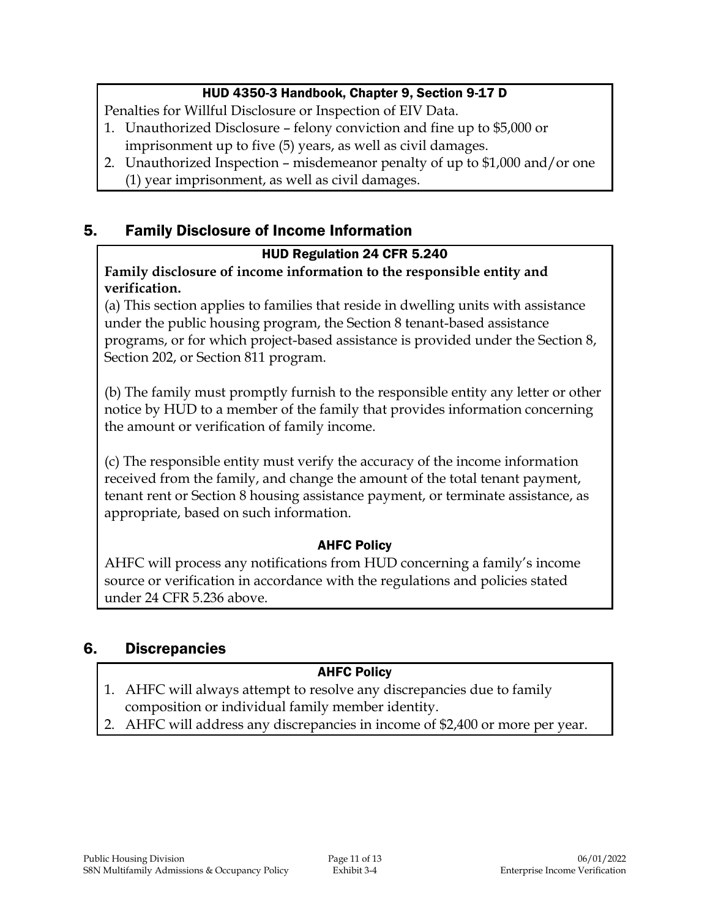**HUD 4350-3 Handbook, Chapter 9, Section 9-17 D**

Penalties for Willful Disclosure or Inspection of EIV Data.

1. Unauthorized Disclosure – felony conviction and fine up to $5,000 or imprisonment up to five (5) years, as well as civil damages.
2. Unauthorized Inspection – misdemeanor penalty of up to $1,000 and/or one (1) year imprisonment, as well as civil damages.

## 5. Family Disclosure of Income Information

**HUD Regulation 24 CFR 5.240**

**Family disclosure of income information to the responsible entity and verification.**

(a) This section applies to families that reside in dwelling units with assistance under the public housing program, the Section 8 tenant-based assistance programs, or for which project-based assistance is provided under the Section 8, Section 202, or Section 811 program.

(b) The family must promptly furnish to the responsible entity any letter or other notice by HUD to a member of the family that provides information concerning the amount or verification of family income.

(c) The responsible entity must verify the accuracy of the income information received from the family, and change the amount of the total tenant payment, tenant rent or Section 8 housing assistance payment, or terminate assistance, as appropriate, based on such information.

**AHFC Policy**

AHFC will process any notifications from HUD concerning a family's income source or verification in accordance with the regulations and policies stated under 24 CFR 5.236 above.

## 6. Discrepancies

**AHFC Policy**

1. AHFC will always attempt to resolve any discrepancies due to family composition or individual family member identity.
2. AHFC will address any discrepancies in income of $2,400 or more per year.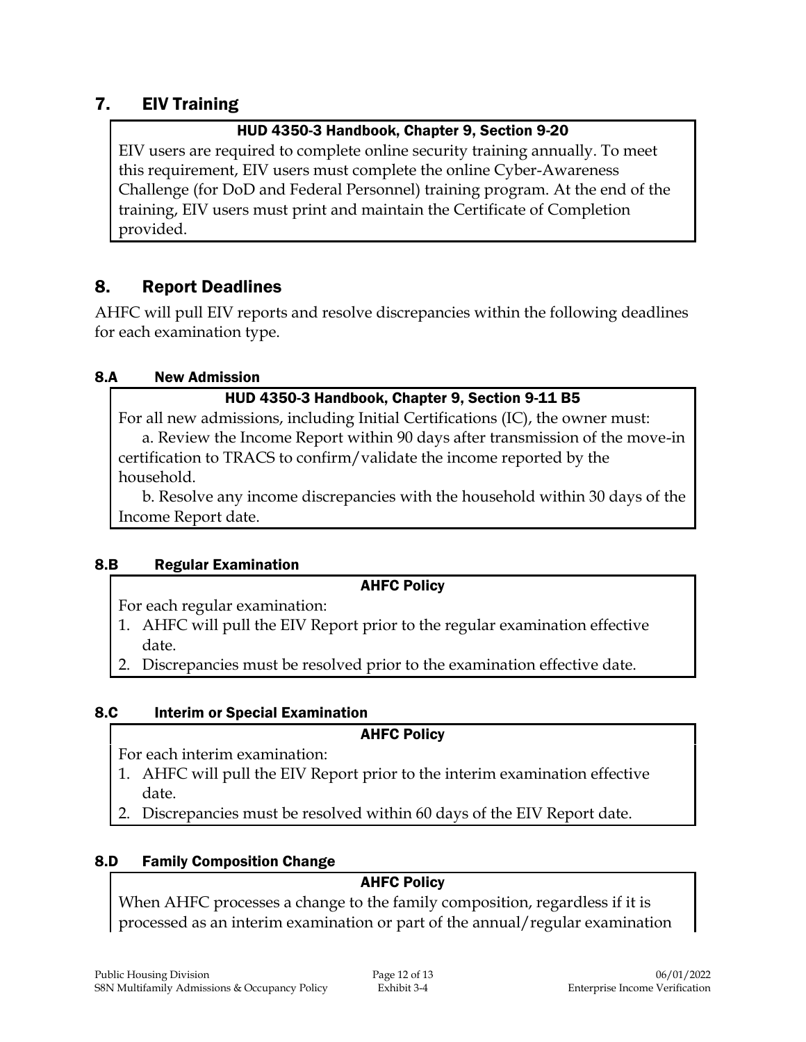## 7. EIV Training

**HUD 4350-3 Handbook, Chapter 9, Section 9-20**

EIV users are required to complete online security training annually. To meet this requirement, EIV users must complete the online Cyber-Awareness Challenge (for DoD and Federal Personnel) training program. At the end of the training, EIV users must print and maintain the Certificate of Completion provided.

## 8. Report Deadlines

AHFC will pull EIV reports and resolve discrepancies within the following deadlines for each examination type.

### 8.A New Admission

**HUD 4350-3 Handbook, Chapter 9, Section 9-11 B5**

For all new admissions, including Initial Certifications (IC), the owner must:

a. Review the Income Report within 90 days after transmission of the move-in certification to TRACS to confirm/validate the income reported by the household.

b. Resolve any income discrepancies with the household within 30 days of the Income Report date.

### 8.B Regular Examination

**AHFC Policy**

For each regular examination:

1. AHFC will pull the EIV Report prior to the regular examination effective date.
2. Discrepancies must be resolved prior to the examination effective date.

### 8.C Interim or Special Examination

**AHFC Policy**

For each interim examination:

1. AHFC will pull the EIV Report prior to the interim examination effective date.
2. Discrepancies must be resolved within 60 days of the EIV Report date.

### 8.D Family Composition Change

**AHFC Policy**

When AHFC processes a change to the family composition, regardless if it is processed as an interim examination or part of the annual/regular examination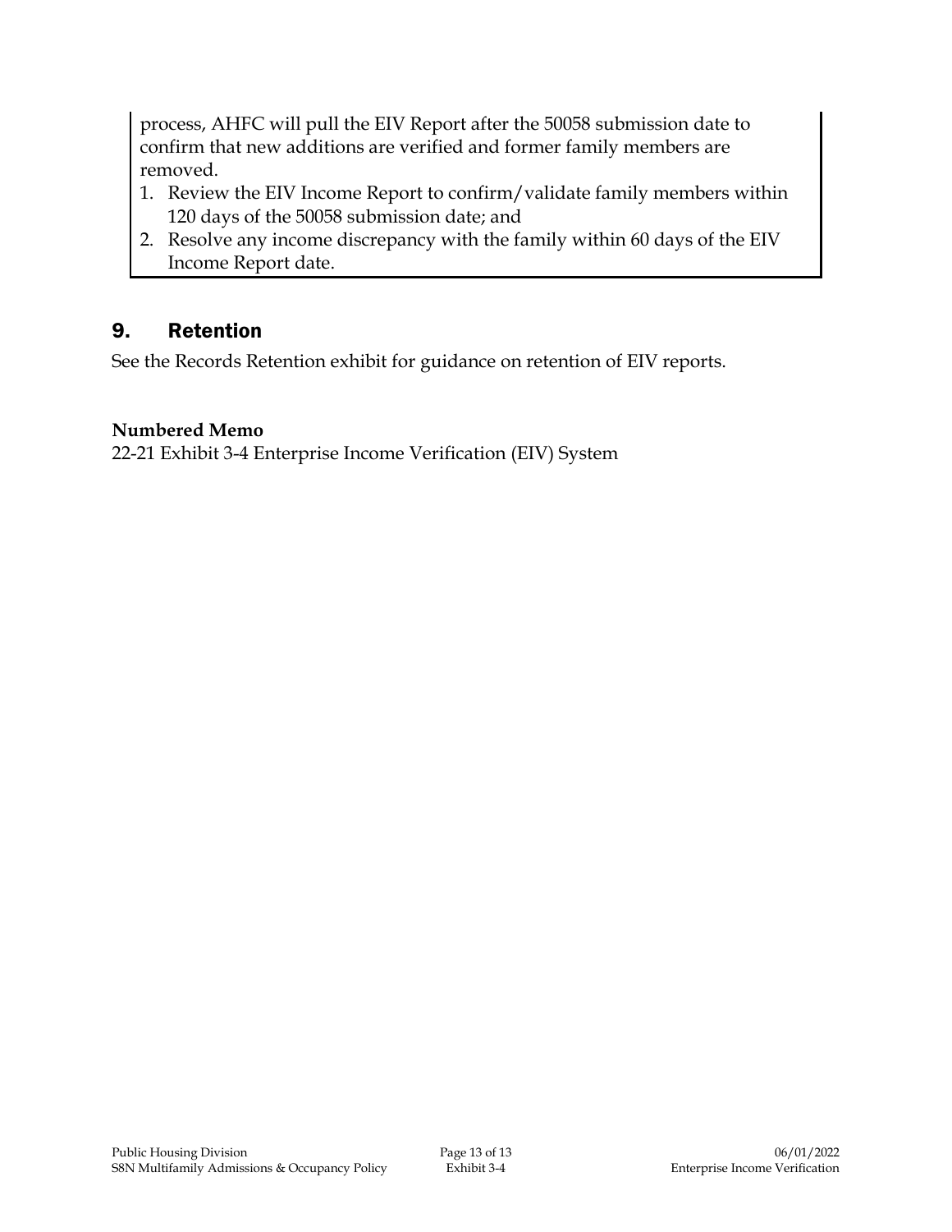process, AHFC will pull the EIV Report after the 50058 submission date to confirm that new additions are verified and former family members are removed.

1. Review the EIV Income Report to confirm/validate family members within 120 days of the 50058 submission date; and
2. Resolve any income discrepancy with the family within 60 days of the EIV Income Report date.

## 9. Retention

See the Records Retention exhibit for guidance on retention of EIV reports.

**Numbered Memo**

22-21 Exhibit 3-4 Enterprise Income Verification (EIV) System